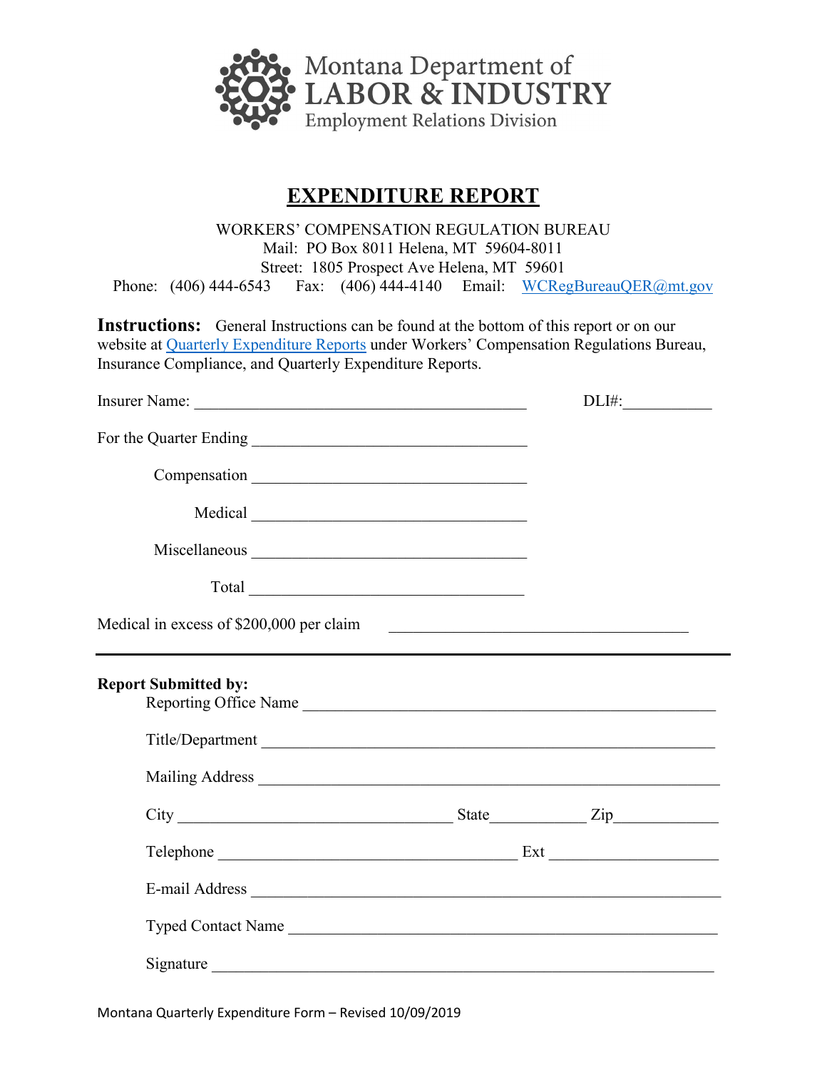Montana Department of
LABOR & INDUSTRY
Employment Relations Division

# EXPENDITURE REPORT

WORKERS' COMPENSATION REGULATION BUREAU
Mail: PO Box 8011 Helena, MT 59604-8011
Street: 1805 Prospect Ave Helena, MT 59601
Phone: (406) 444-6543 Fax: (406) 444-4140 Email: WCRegBureauQER@mt.gov

**Instructions:** General Instructions can be found at the bottom of this report or on our website at Quarterly Expenditure Reports under Workers' Compensation Regulations Bureau, Insurance Compliance, and Quarterly Expenditure Reports.

Insurer Name: ______________________________ DLI#: __________

For the Quarter Ending ______________________________

Compensation ______________________________

Medical ______________________________

Miscellaneous ______________________________

Total ______________________________

Medical in excess of $200,000 per claim ______________________________

---

**Report Submitted by:**

Reporting Office Name ______________________________

Title/Department ______________________________

Mailing Address ______________________________

City ______________________________ State __________ Zip __________

Telephone ______________________________ Ext __________

E-mail Address ______________________________

Typed Contact Name ______________________________

Signature ______________________________

Montana Quarterly Expenditure Form – Revised 10/09/2019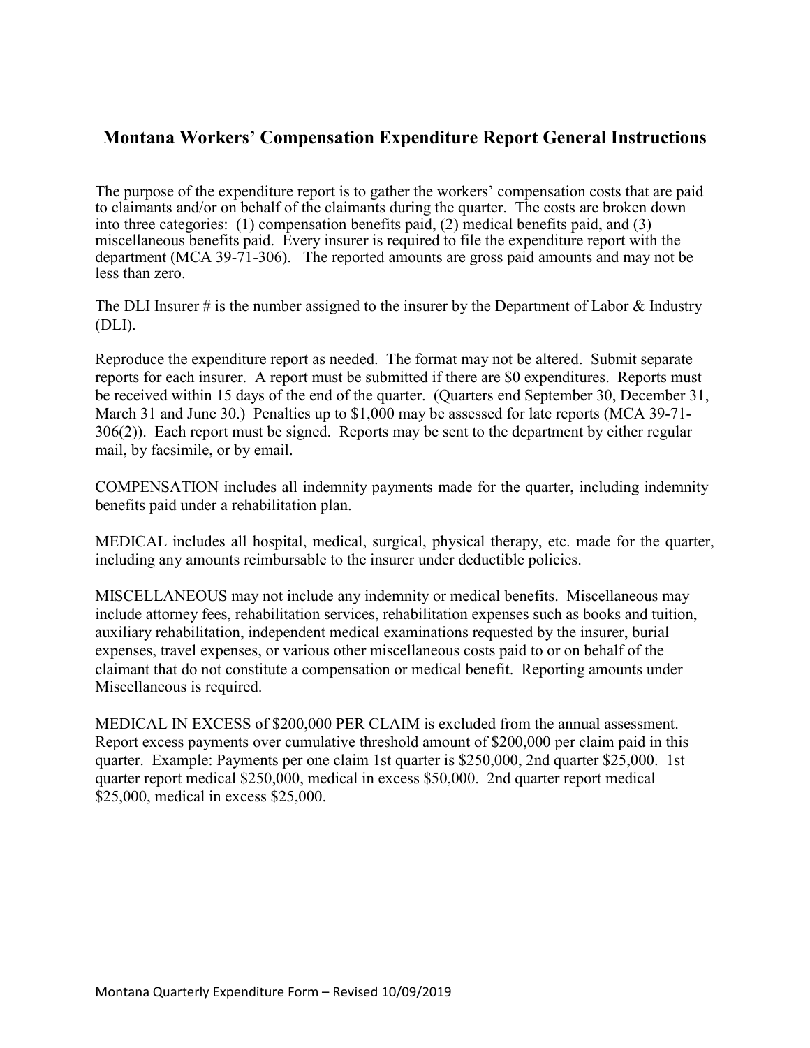# Montana Workers' Compensation Expenditure Report General Instructions

The purpose of the expenditure report is to gather the workers' compensation costs that are paid to claimants and/or on behalf of the claimants during the quarter. The costs are broken down into three categories: (1) compensation benefits paid, (2) medical benefits paid, and (3) miscellaneous benefits paid. Every insurer is required to file the expenditure report with the department (MCA 39-71-306). The reported amounts are gross paid amounts and may not be less than zero.

The DLI Insurer # is the number assigned to the insurer by the Department of Labor & Industry (DLI).

Reproduce the expenditure report as needed. The format may not be altered. Submit separate reports for each insurer. A report must be submitted if there are $0 expenditures. Reports must be received within 15 days of the end of the quarter. (Quarters end September 30, December 31, March 31 and June 30.) Penalties up to $1,000 may be assessed for late reports (MCA 39-71-306(2)). Each report must be signed. Reports may be sent to the department by either regular mail, by facsimile, or by email.

COMPENSATION includes all indemnity payments made for the quarter, including indemnity benefits paid under a rehabilitation plan.

MEDICAL includes all hospital, medical, surgical, physical therapy, etc. made for the quarter, including any amounts reimbursable to the insurer under deductible policies.

MISCELLANEOUS may not include any indemnity or medical benefits. Miscellaneous may include attorney fees, rehabilitation services, rehabilitation expenses such as books and tuition, auxiliary rehabilitation, independent medical examinations requested by the insurer, burial expenses, travel expenses, or various other miscellaneous costs paid to or on behalf of the claimant that do not constitute a compensation or medical benefit. Reporting amounts under Miscellaneous is required.

MEDICAL IN EXCESS of $200,000 PER CLAIM is excluded from the annual assessment. Report excess payments over cumulative threshold amount of $200,000 per claim paid in this quarter. Example: Payments per one claim 1st quarter is $250,000, 2nd quarter $25,000. 1st quarter report medical $250,000, medical in excess $50,000. 2nd quarter report medical $25,000, medical in excess $25,000.

Montana Quarterly Expenditure Form – Revised 10/09/2019